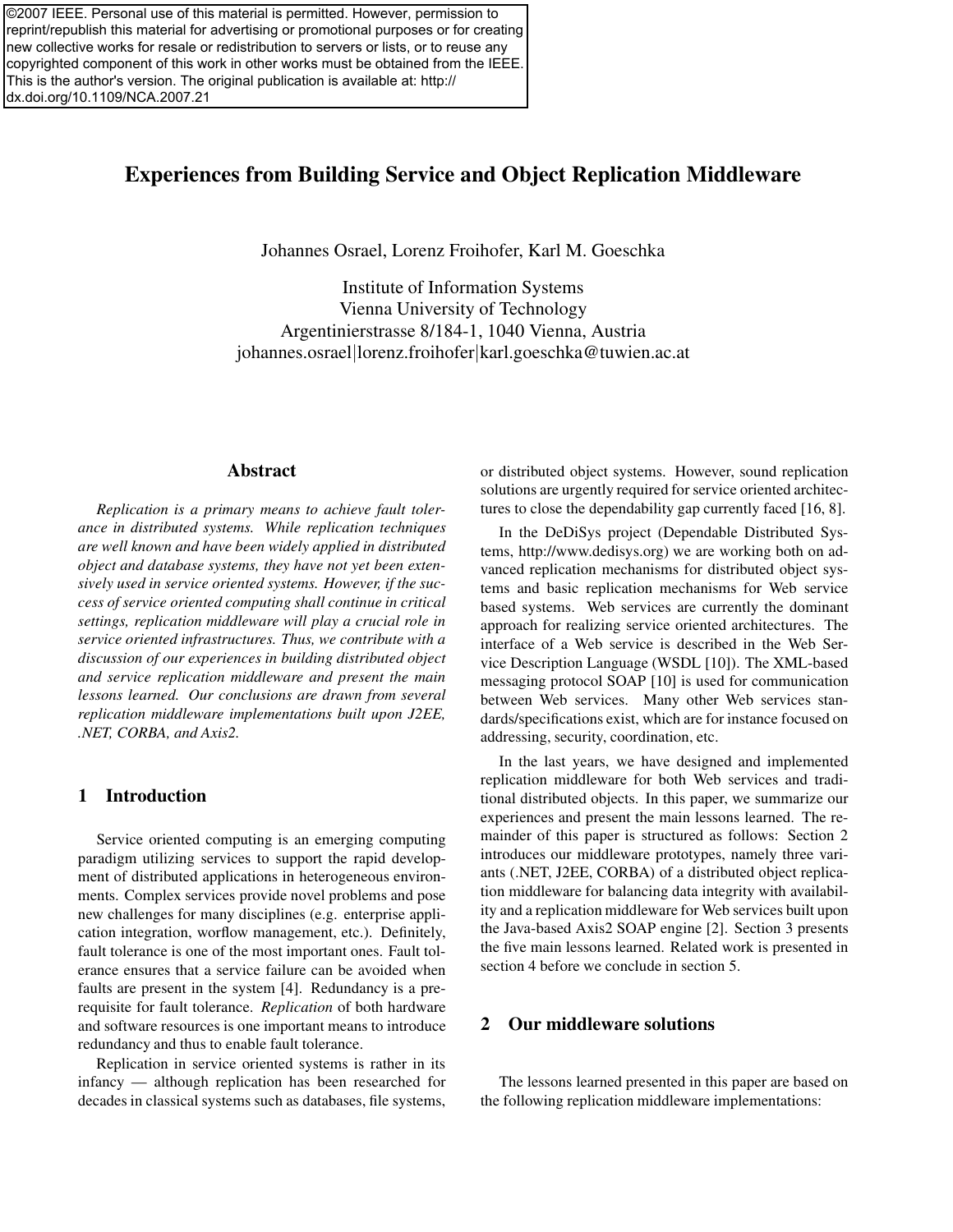©2007 IEEE. Personal use of this material is permitted. However, permission to reprint/republish this material for advertising or promotional purposes or for creating new collective works for resale or redistribution to servers or lists, or to reuse any copyrighted component of this work in other works must be obtained from the IEEE. This is the author's version. The original publication is available at: http://dx.doi.org/10.1109/NCA.2007.21

# Experiences from Building Service and Object Replication Middleware

Johannes Osrael, Lorenz Froihofer, Karl M. Goeschka

Institute of Information Systems
Vienna University of Technology
Argentinierstrasse 8/184-1, 1040 Vienna, Austria
johannes.osrael|lorenz.froihofer|karl.goeschka@tuwien.ac.at

## Abstract

*Replication is a primary means to achieve fault tolerance in distributed systems. While replication techniques are well known and have been widely applied in distributed object and database systems, they have not yet been extensively used in service oriented systems. However, if the success of service oriented computing shall continue in critical settings, replication middleware will play a crucial role in service oriented infrastructures. Thus, we contribute with a discussion of our experiences in building distributed object and service replication middleware and present the main lessons learned. Our conclusions are drawn from several replication middleware implementations built upon J2EE, .NET, CORBA, and Axis2.*

## 1 Introduction

Service oriented computing is an emerging computing paradigm utilizing services to support the rapid development of distributed applications in heterogeneous environments. Complex services provide novel problems and pose new challenges for many disciplines (e.g. enterprise application integration, worflow management, etc.). Definitely, fault tolerance is one of the most important ones. Fault tolerance ensures that a service failure can be avoided when faults are present in the system [4]. Redundancy is a prerequisite for fault tolerance. *Replication* of both hardware and software resources is one important means to introduce redundancy and thus to enable fault tolerance.

Replication in service oriented systems is rather in its infancy — although replication has been researched for decades in classical systems such as databases, file systems, or distributed object systems. However, sound replication solutions are urgently required for service oriented architectures to close the dependability gap currently faced [16, 8].

In the DeDiSys project (Dependable Distributed Systems, http://www.dedisys.org) we are working both on advanced replication mechanisms for distributed object systems and basic replication mechanisms for Web service based systems. Web services are currently the dominant approach for realizing service oriented architectures. The interface of a Web service is described in the Web Service Description Language (WSDL [10]). The XML-based messaging protocol SOAP [10] is used for communication between Web services. Many other Web services standards/specifications exist, which are for instance focused on addressing, security, coordination, etc.

In the last years, we have designed and implemented replication middleware for both Web services and traditional distributed objects. In this paper, we summarize our experiences and present the main lessons learned. The remainder of this paper is structured as follows: Section 2 introduces our middleware prototypes, namely three variants (.NET, J2EE, CORBA) of a distributed object replication middleware for balancing data integrity with availability and a replication middleware for Web services built upon the Java-based Axis2 SOAP engine [2]. Section 3 presents the five main lessons learned. Related work is presented in section 4 before we conclude in section 5.

## 2 Our middleware solutions

The lessons learned presented in this paper are based on the following replication middleware implementations: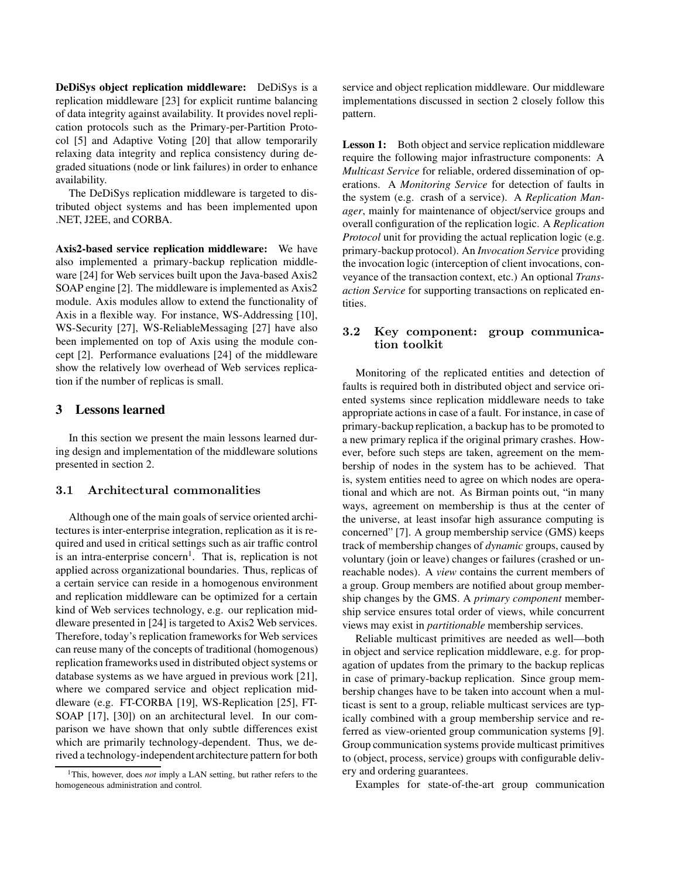**DeDiSys object replication middleware:** DeDiSys is a replication middleware [23] for explicit runtime balancing of data integrity against availability. It provides novel replication protocols such as the Primary-per-Partition Protocol [5] and Adaptive Voting [20] that allow temporarily relaxing data integrity and replica consistency during degraded situations (node or link failures) in order to enhance availability.

The DeDiSys replication middleware is targeted to distributed object systems and has been implemented upon .NET, J2EE, and CORBA.

**Axis2-based service replication middleware:** We have also implemented a primary-backup replication middleware [24] for Web services built upon the Java-based Axis2 SOAP engine [2]. The middleware is implemented as Axis2 module. Axis modules allow to extend the functionality of Axis in a flexible way. For instance, WS-Addressing [10], WS-Security [27], WS-ReliableMessaging [27] have also been implemented on top of Axis using the module concept [2]. Performance evaluations [24] of the middleware show the relatively low overhead of Web services replication if the number of replicas is small.

## 3 Lessons learned

In this section we present the main lessons learned during design and implementation of the middleware solutions presented in section 2.

### 3.1 Architectural commonalities

Although one of the main goals of service oriented architectures is inter-enterprise integration, replication as it is required and used in critical settings such as air traffic control is an intra-enterprise concern[1]. That is, replication is not applied across organizational boundaries. Thus, replicas of a certain service can reside in a homogenous environment and replication middleware can be optimized for a certain kind of Web services technology, e.g. our replication middleware presented in [24] is targeted to Axis2 Web services. Therefore, today's replication frameworks for Web services can reuse many of the concepts of traditional (homogenous) replication frameworks used in distributed object systems or database systems as we have argued in previous work [21], where we compared service and object replication middleware (e.g. FT-CORBA [19], WS-Replication [25], FT-SOAP [17], [30]) on an architectural level. In our comparison we have shown that only subtle differences exist which are primarily technology-dependent. Thus, we derived a technology-independent architecture pattern for both service and object replication middleware. Our middleware implementations discussed in section 2 closely follow this pattern.

**Lesson 1:** Both object and service replication middleware require the following major infrastructure components: A *Multicast Service* for reliable, ordered dissemination of operations. A *Monitoring Service* for detection of faults in the system (e.g. crash of a service). A *Replication Manager*, mainly for maintenance of object/service groups and overall configuration of the replication logic. A *Replication Protocol* unit for providing the actual replication logic (e.g. primary-backup protocol). An *Invocation Service* providing the invocation logic (interception of client invocations, conveyance of the transaction context, etc.) An optional *Transaction Service* for supporting transactions on replicated entities.

### 3.2 Key component: group communication toolkit

Monitoring of the replicated entities and detection of faults is required both in distributed object and service oriented systems since replication middleware needs to take appropriate actions in case of a fault. For instance, in case of primary-backup replication, a backup has to be promoted to a new primary replica if the original primary crashes. However, before such steps are taken, agreement on the membership of nodes in the system has to be achieved. That is, system entities need to agree on which nodes are operational and which are not. As Birman points out, "in many ways, agreement on membership is thus at the center of the universe, at least insofar high assurance computing is concerned" [7]. A group membership service (GMS) keeps track of membership changes of *dynamic* groups, caused by voluntary (join or leave) changes or failures (crashed or unreachable nodes). A *view* contains the current members of a group. Group members are notified about group membership changes by the GMS. A *primary component* membership service ensures total order of views, while concurrent views may exist in *partitionable* membership services.

Reliable multicast primitives are needed as well—both in object and service replication middleware, e.g. for propagation of updates from the primary to the backup replicas in case of primary-backup replication. Since group membership changes have to be taken into account when a multicast is sent to a group, reliable multicast services are typically combined with a group membership service and referred as view-oriented group communication systems [9]. Group communication systems provide multicast primitives to (object, process, service) groups with configurable delivery and ordering guarantees.

Examples for state-of-the-art group communication

[1] This, however, does *not* imply a LAN setting, but rather refers to the homogeneous administration and control.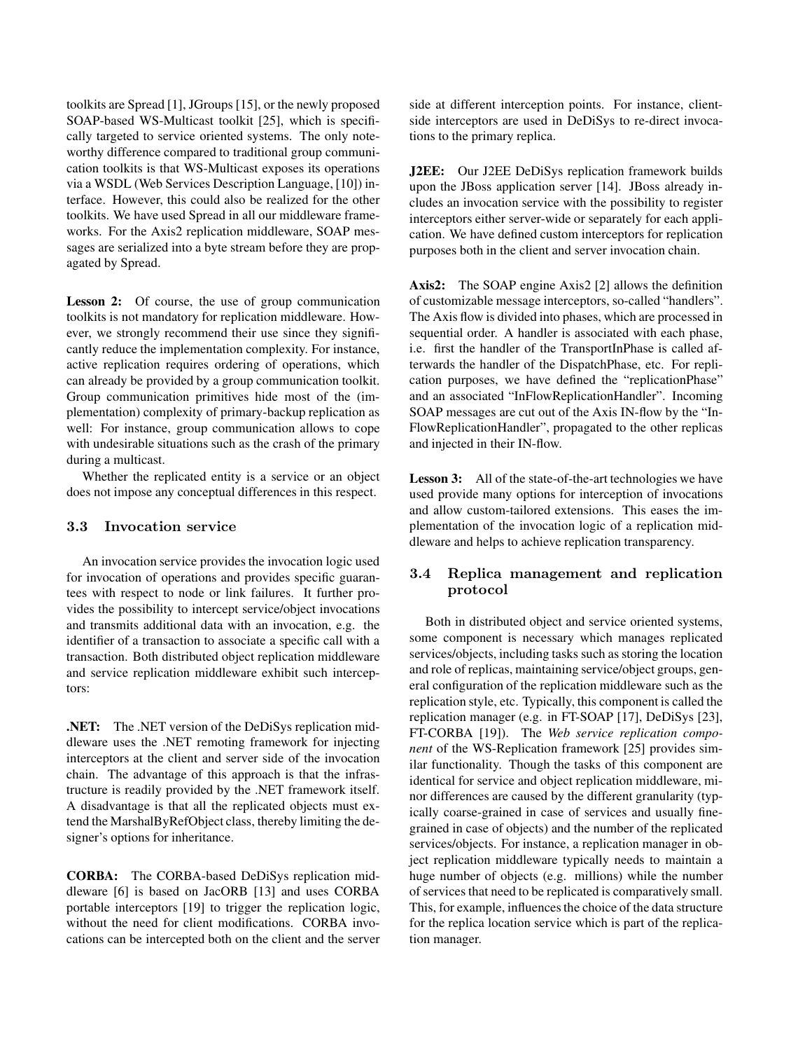toolkits are Spread [1], JGroups [15], or the newly proposed SOAP-based WS-Multicast toolkit [25], which is specifically targeted to service oriented systems. The only noteworthy difference compared to traditional group communication toolkits is that WS-Multicast exposes its operations via a WSDL (Web Services Description Language, [10]) interface. However, this could also be realized for the other toolkits. We have used Spread in all our middleware frameworks. For the Axis2 replication middleware, SOAP messages are serialized into a byte stream before they are propagated by Spread.

**Lesson 2:** Of course, the use of group communication toolkits is not mandatory for replication middleware. However, we strongly recommend their use since they significantly reduce the implementation complexity. For instance, active replication requires ordering of operations, which can already be provided by a group communication toolkit. Group communication primitives hide most of the (implementation) complexity of primary-backup replication as well: For instance, group communication allows to cope with undesirable situations such as the crash of the primary during a multicast.

Whether the replicated entity is a service or an object does not impose any conceptual differences in this respect.

### 3.3 Invocation service

An invocation service provides the invocation logic used for invocation of operations and provides specific guarantees with respect to node or link failures. It further provides the possibility to intercept service/object invocations and transmits additional data with an invocation, e.g. the identifier of a transaction to associate a specific call with a transaction. Both distributed object replication middleware and service replication middleware exhibit such interceptors:

**.NET:** The .NET version of the DeDiSys replication middleware uses the .NET remoting framework for injecting interceptors at the client and server side of the invocation chain. The advantage of this approach is that the infrastructure is readily provided by the .NET framework itself. A disadvantage is that all the replicated objects must extend the MarshalByRefObject class, thereby limiting the designer's options for inheritance.

**CORBA:** The CORBA-based DeDiSys replication middleware [6] is based on JacORB [13] and uses CORBA portable interceptors [19] to trigger the replication logic, without the need for client modifications. CORBA invocations can be intercepted both on the client and the server side at different interception points. For instance, client-side interceptors are used in DeDiSys to re-direct invocations to the primary replica.

**J2EE:** Our J2EE DeDiSys replication framework builds upon the JBoss application server [14]. JBoss already includes an invocation service with the possibility to register interceptors either server-wide or separately for each application. We have defined custom interceptors for replication purposes both in the client and server invocation chain.

**Axis2:** The SOAP engine Axis2 [2] allows the definition of customizable message interceptors, so-called "handlers". The Axis flow is divided into phases, which are processed in sequential order. A handler is associated with each phase, i.e. first the handler of the TransportInPhase is called afterwards the handler of the DispatchPhase, etc. For replication purposes, we have defined the "replicationPhase" and an associated "InFlowReplicationHandler". Incoming SOAP messages are cut out of the Axis IN-flow by the "InFlowReplicationHandler", propagated to the other replicas and injected in their IN-flow.

**Lesson 3:** All of the state-of-the-art technologies we have used provide many options for interception of invocations and allow custom-tailored extensions. This eases the implementation of the invocation logic of a replication middleware and helps to achieve replication transparency.

### 3.4 Replica management and replication protocol

Both in distributed object and service oriented systems, some component is necessary which manages replicated services/objects, including tasks such as storing the location and role of replicas, maintaining service/object groups, general configuration of the replication middleware such as the replication style, etc. Typically, this component is called the replication manager (e.g. in FT-SOAP [17], DeDiSys [23], FT-CORBA [19]). The *Web service replication component* of the WS-Replication framework [25] provides similar functionality. Though the tasks of this component are identical for service and object replication middleware, minor differences are caused by the different granularity (typically coarse-grained in case of services and usually fine-grained in case of objects) and the number of the replicated services/objects. For instance, a replication manager in object replication middleware typically needs to maintain a huge number of objects (e.g. millions) while the number of services that need to be replicated is comparatively small. This, for example, influences the choice of the data structure for the replica location service which is part of the replication manager.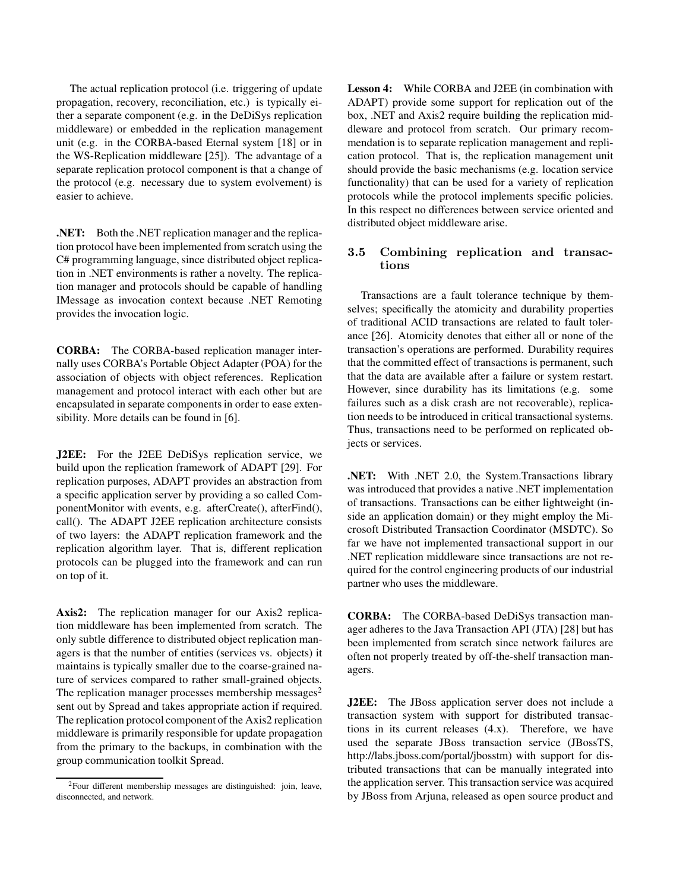The actual replication protocol (i.e. triggering of update propagation, recovery, reconciliation, etc.) is typically either a separate component (e.g. in the DeDiSys replication middleware) or embedded in the replication management unit (e.g. in the CORBA-based Eternal system [18] or in the WS-Replication middleware [25]). The advantage of a separate replication protocol component is that a change of the protocol (e.g. necessary due to system evolvement) is easier to achieve.

**.NET:** Both the .NET replication manager and the replication protocol have been implemented from scratch using the C# programming language, since distributed object replication in .NET environments is rather a novelty. The replication manager and protocols should be capable of handling IMessage as invocation context because .NET Remoting provides the invocation logic.

**CORBA:** The CORBA-based replication manager internally uses CORBA's Portable Object Adapter (POA) for the association of objects with object references. Replication management and protocol interact with each other but are encapsulated in separate components in order to ease extensibility. More details can be found in [6].

**J2EE:** For the J2EE DeDiSys replication service, we build upon the replication framework of ADAPT [29]. For replication purposes, ADAPT provides an abstraction from a specific application server by providing a so called ComponentMonitor with events, e.g. afterCreate(), afterFind(), call(). The ADAPT J2EE replication architecture consists of two layers: the ADAPT replication framework and the replication algorithm layer. That is, different replication protocols can be plugged into the framework and can run on top of it.

**Axis2:** The replication manager for our Axis2 replication middleware has been implemented from scratch. The only subtle difference to distributed object replication managers is that the number of entities (services vs. objects) it maintains is typically smaller due to the coarse-grained nature of services compared to rather small-grained objects. The replication manager processes membership messages[2] sent out by Spread and takes appropriate action if required. The replication protocol component of the Axis2 replication middleware is primarily responsible for update propagation from the primary to the backups, in combination with the group communication toolkit Spread.

[2]Four different membership messages are distinguished: join, leave, disconnected, and network.

**Lesson 4:** While CORBA and J2EE (in combination with ADAPT) provide some support for replication out of the box, .NET and Axis2 require building the replication middleware and protocol from scratch. Our primary recommendation is to separate replication management and replication protocol. That is, the replication management unit should provide the basic mechanisms (e.g. location service functionality) that can be used for a variety of replication protocols while the protocol implements specific policies. In this respect no differences between service oriented and distributed object middleware arise.

### 3.5 Combining replication and transactions

Transactions are a fault tolerance technique by themselves; specifically the atomicity and durability properties of traditional ACID transactions are related to fault tolerance [26]. Atomicity denotes that either all or none of the transaction's operations are performed. Durability requires that the committed effect of transactions is permanent, such that the data are available after a failure or system restart. However, since durability has its limitations (e.g. some failures such as a disk crash are not recoverable), replication needs to be introduced in critical transactional systems. Thus, transactions need to be performed on replicated objects or services.

**.NET:** With .NET 2.0, the System.Transactions library was introduced that provides a native .NET implementation of transactions. Transactions can be either lightweight (inside an application domain) or they might employ the Microsoft Distributed Transaction Coordinator (MSDTC). So far we have not implemented transactional support in our .NET replication middleware since transactions are not required for the control engineering products of our industrial partner who uses the middleware.

**CORBA:** The CORBA-based DeDiSys transaction manager adheres to the Java Transaction API (JTA) [28] but has been implemented from scratch since network failures are often not properly treated by off-the-shelf transaction managers.

**J2EE:** The JBoss application server does not include a transaction system with support for distributed transactions in its current releases (4.x). Therefore, we have used the separate JBoss transaction service (JBossTS, http://labs.jboss.com/portal/jbosstm) with support for distributed transactions that can be manually integrated into the application server. This transaction service was acquired by JBoss from Arjuna, released as open source product and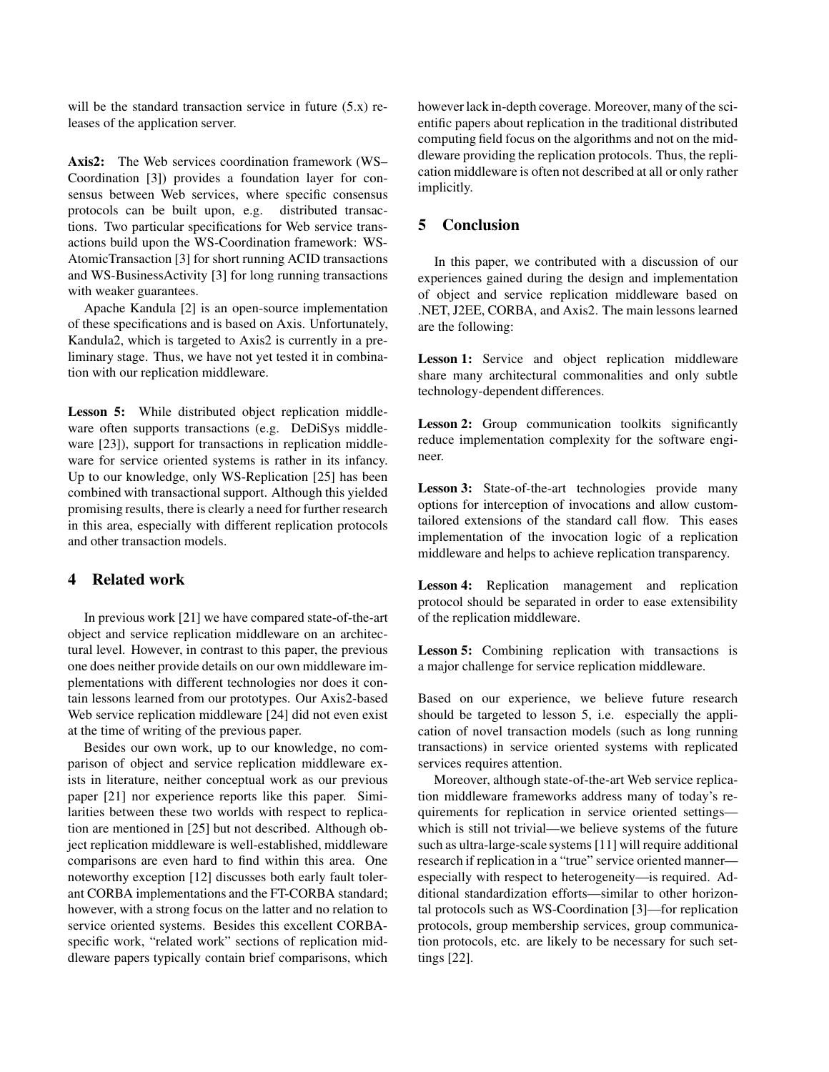will be the standard transaction service in future (5.x) releases of the application server.

**Axis2:** The Web services coordination framework (WS–Coordination [3]) provides a foundation layer for consensus between Web services, where specific consensus protocols can be built upon, e.g. distributed transactions. Two particular specifications for Web service transactions build upon the WS-Coordination framework: WS-AtomicTransaction [3] for short running ACID transactions and WS-BusinessActivity [3] for long running transactions with weaker guarantees.

Apache Kandula [2] is an open-source implementation of these specifications and is based on Axis. Unfortunately, Kandula2, which is targeted to Axis2 is currently in a preliminary stage. Thus, we have not yet tested it in combination with our replication middleware.

**Lesson 5:** While distributed object replication middleware often supports transactions (e.g. DeDiSys middleware [23]), support for transactions in replication middleware for service oriented systems is rather in its infancy. Up to our knowledge, only WS-Replication [25] has been combined with transactional support. Although this yielded promising results, there is clearly a need for further research in this area, especially with different replication protocols and other transaction models.

## 4 Related work

In previous work [21] we have compared state-of-the-art object and service replication middleware on an architectural level. However, in contrast to this paper, the previous one does neither provide details on our own middleware implementations with different technologies nor does it contain lessons learned from our prototypes. Our Axis2-based Web service replication middleware [24] did not even exist at the time of writing of the previous paper.

Besides our own work, up to our knowledge, no comparison of object and service replication middleware exists in literature, neither conceptual work as our previous paper [21] nor experience reports like this paper. Similarities between these two worlds with respect to replication are mentioned in [25] but not described. Although object replication middleware is well-established, middleware comparisons are even hard to find within this area. One noteworthy exception [12] discusses both early fault tolerant CORBA implementations and the FT-CORBA standard; however, with a strong focus on the latter and no relation to service oriented systems. Besides this excellent CORBA-specific work, "related work" sections of replication middleware papers typically contain brief comparisons, which however lack in-depth coverage. Moreover, many of the scientific papers about replication in the traditional distributed computing field focus on the algorithms and not on the middleware providing the replication protocols. Thus, the replication middleware is often not described at all or only rather implicitly.

## 5 Conclusion

In this paper, we contributed with a discussion of our experiences gained during the design and implementation of object and service replication middleware based on .NET, J2EE, CORBA, and Axis2. The main lessons learned are the following:

**Lesson 1:** Service and object replication middleware share many architectural commonalities and only subtle technology-dependent differences.

**Lesson 2:** Group communication toolkits significantly reduce implementation complexity for the software engineer.

**Lesson 3:** State-of-the-art technologies provide many options for interception of invocations and allow custom-tailored extensions of the standard call flow. This eases implementation of the invocation logic of a replication middleware and helps to achieve replication transparency.

**Lesson 4:** Replication management and replication protocol should be separated in order to ease extensibility of the replication middleware.

**Lesson 5:** Combining replication with transactions is a major challenge for service replication middleware.

Based on our experience, we believe future research should be targeted to lesson 5, i.e. especially the application of novel transaction models (such as long running transactions) in service oriented systems with replicated services requires attention.

Moreover, although state-of-the-art Web service replication middleware frameworks address many of today's requirements for replication in service oriented settings—which is still not trivial—we believe systems of the future such as ultra-large-scale systems [11] will require additional research if replication in a "true" service oriented manner—especially with respect to heterogeneity—is required. Additional standardization efforts—similar to other horizontal protocols such as WS-Coordination [3]—for replication protocols, group membership services, group communication protocols, etc. are likely to be necessary for such settings [22].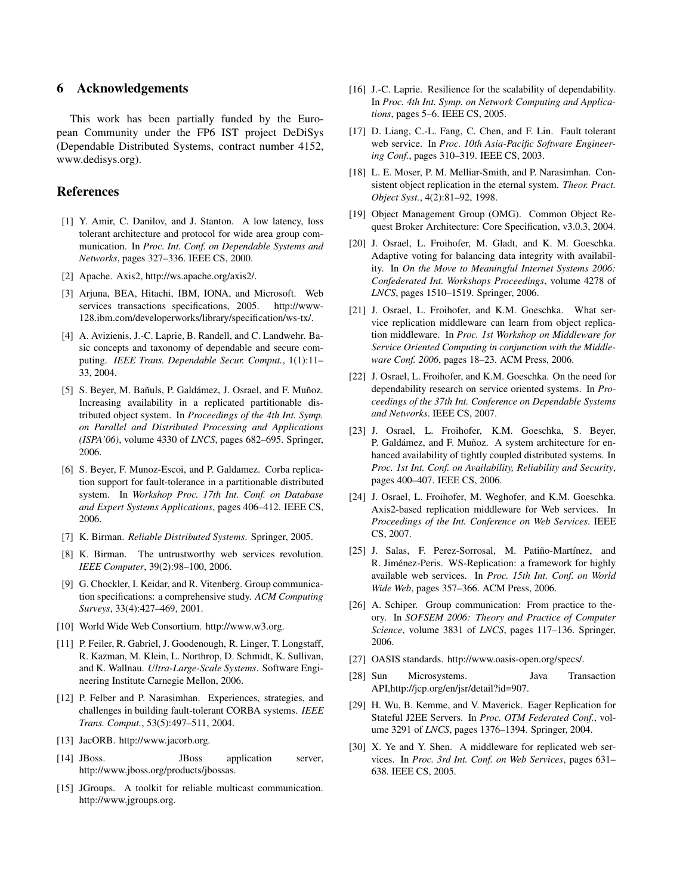## 6 Acknowledgements

This work has been partially funded by the European Community under the FP6 IST project DeDiSys (Dependable Distributed Systems, contract number 4152, www.dedisys.org).

## References

[1] Y. Amir, C. Danilov, and J. Stanton. A low latency, loss tolerant architecture and protocol for wide area group communication. In *Proc. Int. Conf. on Dependable Systems and Networks*, pages 327–336. IEEE CS, 2000.

[2] Apache. Axis2, http://ws.apache.org/axis2/.

[3] Arjuna, BEA, Hitachi, IBM, IONA, and Microsoft. Web services transactions specifications, 2005. http://www-128.ibm.com/developerworks/library/specification/ws-tx/.

[4] A. Avizienis, J.-C. Laprie, B. Randell, and C. Landwehr. Basic concepts and taxonomy of dependable and secure computing. *IEEE Trans. Dependable Secur. Comput.*, 1(1):11–33, 2004.

[5] S. Beyer, M. Bañuls, P. Galdámez, J. Osrael, and F. Muñoz. Increasing availability in a replicated partitionable distributed object system. In *Proceedings of the 4th Int. Symp. on Parallel and Distributed Processing and Applications (ISPA'06)*, volume 4330 of *LNCS*, pages 682–695. Springer, 2006.

[6] S. Beyer, F. Munoz-Escoi, and P. Galdamez. Corba replication support for fault-tolerance in a partitionable distributed system. In *Workshop Proc. 17th Int. Conf. on Database and Expert Systems Applications*, pages 406–412. IEEE CS, 2006.

[7] K. Birman. *Reliable Distributed Systems*. Springer, 2005.

[8] K. Birman. The untrustworthy web services revolution. *IEEE Computer*, 39(2):98–100, 2006.

[9] G. Chockler, I. Keidar, and R. Vitenberg. Group communication specifications: a comprehensive study. *ACM Computing Surveys*, 33(4):427–469, 2001.

[10] World Wide Web Consortium. http://www.w3.org.

[11] P. Feiler, R. Gabriel, J. Goodenough, R. Linger, T. Longstaff, R. Kazman, M. Klein, L. Northrop, D. Schmidt, K. Sullivan, and K. Wallnau. *Ultra-Large-Scale Systems*. Software Engineering Institute Carnegie Mellon, 2006.

[12] P. Felber and P. Narasimhan. Experiences, strategies, and challenges in building fault-tolerant CORBA systems. *IEEE Trans. Comput.*, 53(5):497–511, 2004.

[13] JacORB. http://www.jacorb.org.

[14] JBoss. JBoss application server, http://www.jboss.org/products/jbossas.

[15] JGroups. A toolkit for reliable multicast communication. http://www.jgroups.org.

[16] J.-C. Laprie. Resilience for the scalability of dependability. In *Proc. 4th Int. Symp. on Network Computing and Applications*, pages 5–6. IEEE CS, 2005.

[17] D. Liang, C.-L. Fang, C. Chen, and F. Lin. Fault tolerant web service. In *Proc. 10th Asia-Pacific Software Engineering Conf.*, pages 310–319. IEEE CS, 2003.

[18] L. E. Moser, P. M. Melliar-Smith, and P. Narasimhan. Consistent object replication in the eternal system. *Theor. Pract. Object Syst.*, 4(2):81–92, 1998.

[19] Object Management Group (OMG). Common Object Request Broker Architecture: Core Specification, v3.0.3, 2004.

[20] J. Osrael, L. Froihofer, M. Gladt, and K. M. Goeschka. Adaptive voting for balancing data integrity with availability. In *On the Move to Meaningful Internet Systems 2006: Confederated Int. Workshops Proceedings*, volume 4278 of *LNCS*, pages 1510–1519. Springer, 2006.

[21] J. Osrael, L. Froihofer, and K.M. Goeschka. What service replication middleware can learn from object replication middleware. In *Proc. 1st Workshop on Middleware for Service Oriented Computing in conjunction with the Middleware Conf. 2006*, pages 18–23. ACM Press, 2006.

[22] J. Osrael, L. Froihofer, and K.M. Goeschka. On the need for dependability research on service oriented systems. In *Proceedings of the 37th Int. Conference on Dependable Systems and Networks*. IEEE CS, 2007.

[23] J. Osrael, L. Froihofer, K.M. Goeschka, S. Beyer, P. Galdámez, and F. Muñoz. A system architecture for enhanced availability of tightly coupled distributed systems. In *Proc. 1st Int. Conf. on Availability, Reliability and Security*, pages 400–407. IEEE CS, 2006.

[24] J. Osrael, L. Froihofer, M. Weghofer, and K.M. Goeschka. Axis2-based replication middleware for Web services. In *Proceedings of the Int. Conference on Web Services*. IEEE CS, 2007.

[25] J. Salas, F. Perez-Sorrosal, M. Patiño-Martínez, and R. Jiménez-Peris. WS-Replication: a framework for highly available web services. In *Proc. 15th Int. Conf. on World Wide Web*, pages 357–366. ACM Press, 2006.

[26] A. Schiper. Group communication: From practice to theory. In *SOFSEM 2006: Theory and Practice of Computer Science*, volume 3831 of *LNCS*, pages 117–136. Springer, 2006.

[27] OASIS standards. http://www.oasis-open.org/specs/.

[28] Sun Microsystems. Java Transaction API,http://jcp.org/en/jsr/detail?id=907.

[29] H. Wu, B. Kemme, and V. Maverick. Eager Replication for Stateful J2EE Servers. In *Proc. OTM Federated Conf.*, volume 3291 of *LNCS*, pages 1376–1394. Springer, 2004.

[30] X. Ye and Y. Shen. A middleware for replicated web services. In *Proc. 3rd Int. Conf. on Web Services*, pages 631–638. IEEE CS, 2005.